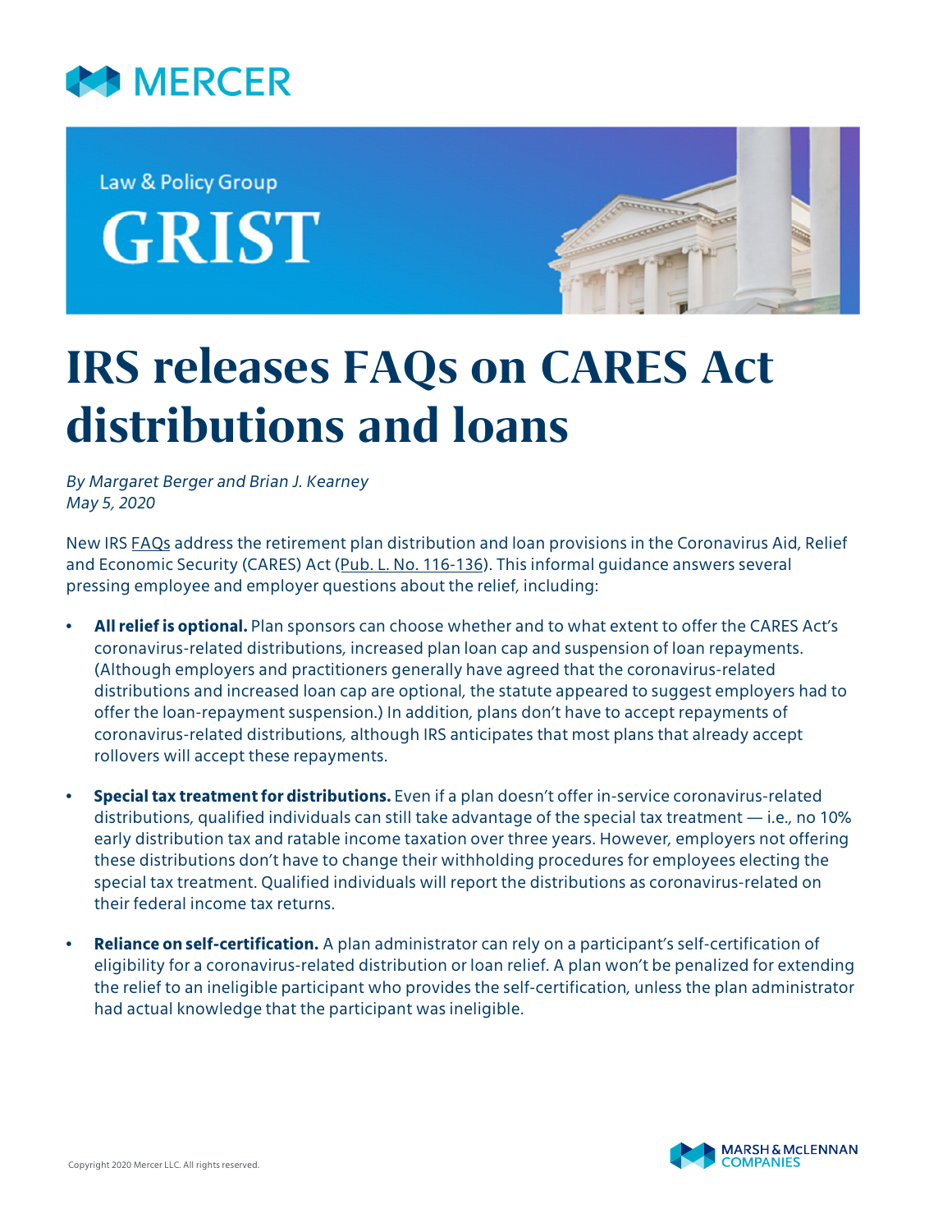MERCER

Law & Policy Group

# GRIST

# IRS releases FAQs on CARES Act distributions and loans

*By Margaret Berger and Brian J. Kearney*
*May 5, 2020*

New IRS FAQs address the retirement plan distribution and loan provisions in the Coronavirus Aid, Relief and Economic Security (CARES) Act (Pub. L. No. 116-136). This informal guidance answers several pressing employee and employer questions about the relief, including:

- **All relief is optional.** Plan sponsors can choose whether and to what extent to offer the CARES Act's coronavirus-related distributions, increased plan loan cap and suspension of loan repayments. (Although employers and practitioners generally have agreed that the coronavirus-related distributions and increased loan cap are optional, the statute appeared to suggest employers had to offer the loan-repayment suspension.) In addition, plans don't have to accept repayments of coronavirus-related distributions, although IRS anticipates that most plans that already accept rollovers will accept these repayments.

- **Special tax treatment for distributions.** Even if a plan doesn't offer in-service coronavirus-related distributions, qualified individuals can still take advantage of the special tax treatment — i.e., no 10% early distribution tax and ratable income taxation over three years. However, employers not offering these distributions don't have to change their withholding procedures for employees electing the special tax treatment. Qualified individuals will report the distributions as coronavirus-related on their federal income tax returns.

- **Reliance on self-certification.** A plan administrator can rely on a participant's self-certification of eligibility for a coronavirus-related distribution or loan relief. A plan won't be penalized for extending the relief to an ineligible participant who provides the self-certification, unless the plan administrator had actual knowledge that the participant was ineligible.

Copyright 2020 Mercer LLC. All rights reserved.

MARSH & McLENNAN COMPANIES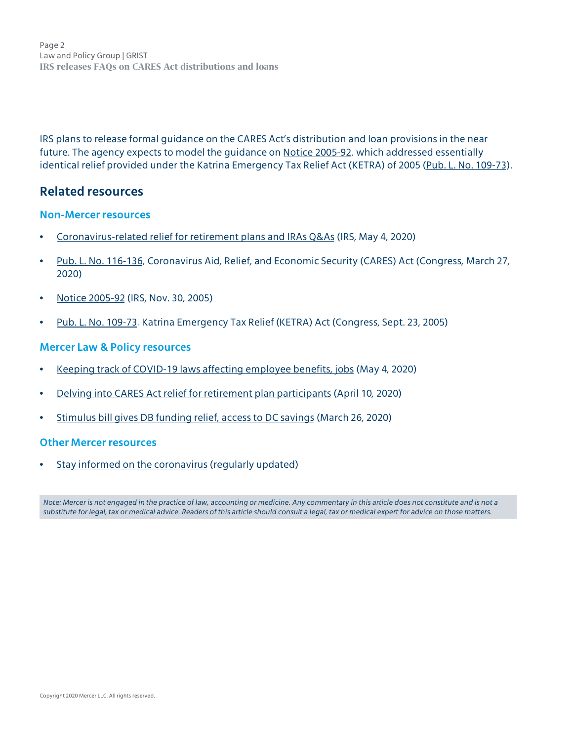IRS plans to release formal guidance on the CARES Act's distribution and loan provisions in the near future. The agency expects to model the guidance on Notice 2005-92, which addressed essentially identical relief provided under the Katrina Emergency Tax Relief Act (KETRA) of 2005 (Pub. L. No. 109-73).

## Related resources

### Non-Mercer resources

- Coronavirus-related relief for retirement plans and IRAs Q&As (IRS, May 4, 2020)
- Pub. L. No. 116-136, Coronavirus Aid, Relief, and Economic Security (CARES) Act (Congress, March 27, 2020)
- Notice 2005-92 (IRS, Nov. 30, 2005)
- Pub. L. No. 109-73, Katrina Emergency Tax Relief (KETRA) Act (Congress, Sept. 23, 2005)

### Mercer Law & Policy resources

- Keeping track of COVID-19 laws affecting employee benefits, jobs (May 4, 2020)
- Delving into CARES Act relief for retirement plan participants (April 10, 2020)
- Stimulus bill gives DB funding relief, access to DC savings (March 26, 2020)

### Other Mercer resources

- Stay informed on the coronavirus (regularly updated)

*Note: Mercer is not engaged in the practice of law, accounting or medicine. Any commentary in this article does not constitute and is not a substitute for legal, tax or medical advice. Readers of this article should consult a legal, tax or medical expert for advice on those matters.*

Copyright 2020 Mercer LLC. All rights reserved.